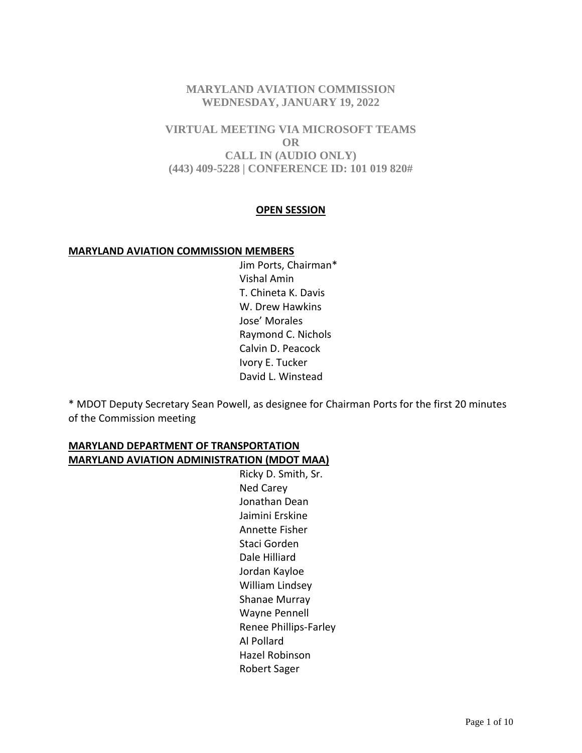# MARYLAND AVIATION COMMISSION
## WEDNESDAY, JANUARY 19, 2022

## VIRTUAL MEETING VIA MICROSOFT TEAMS
## OR
## CALL IN (AUDIO ONLY)
## (443) 409-5228 | CONFERENCE ID: 101 019 820#

**OPEN SESSION**

**MARYLAND AVIATION COMMISSION MEMBERS**

Jim Ports, Chairman*
Vishal Amin
T. Chineta K. Davis
W. Drew Hawkins
Jose' Morales
Raymond C. Nichols
Calvin D. Peacock
Ivory E. Tucker
David L. Winstead

* MDOT Deputy Secretary Sean Powell, as designee for Chairman Ports for the first 20 minutes of the Commission meeting

**MARYLAND DEPARTMENT OF TRANSPORTATION**
**MARYLAND AVIATION ADMINISTRATION (MDOT MAA)**

Ricky D. Smith, Sr.
Ned Carey
Jonathan Dean
Jaimini Erskine
Annette Fisher
Staci Gorden
Dale Hilliard
Jordan Kayloe
William Lindsey
Shanae Murray
Wayne Pennell
Renee Phillips-Farley
Al Pollard
Hazel Robinson
Robert Sager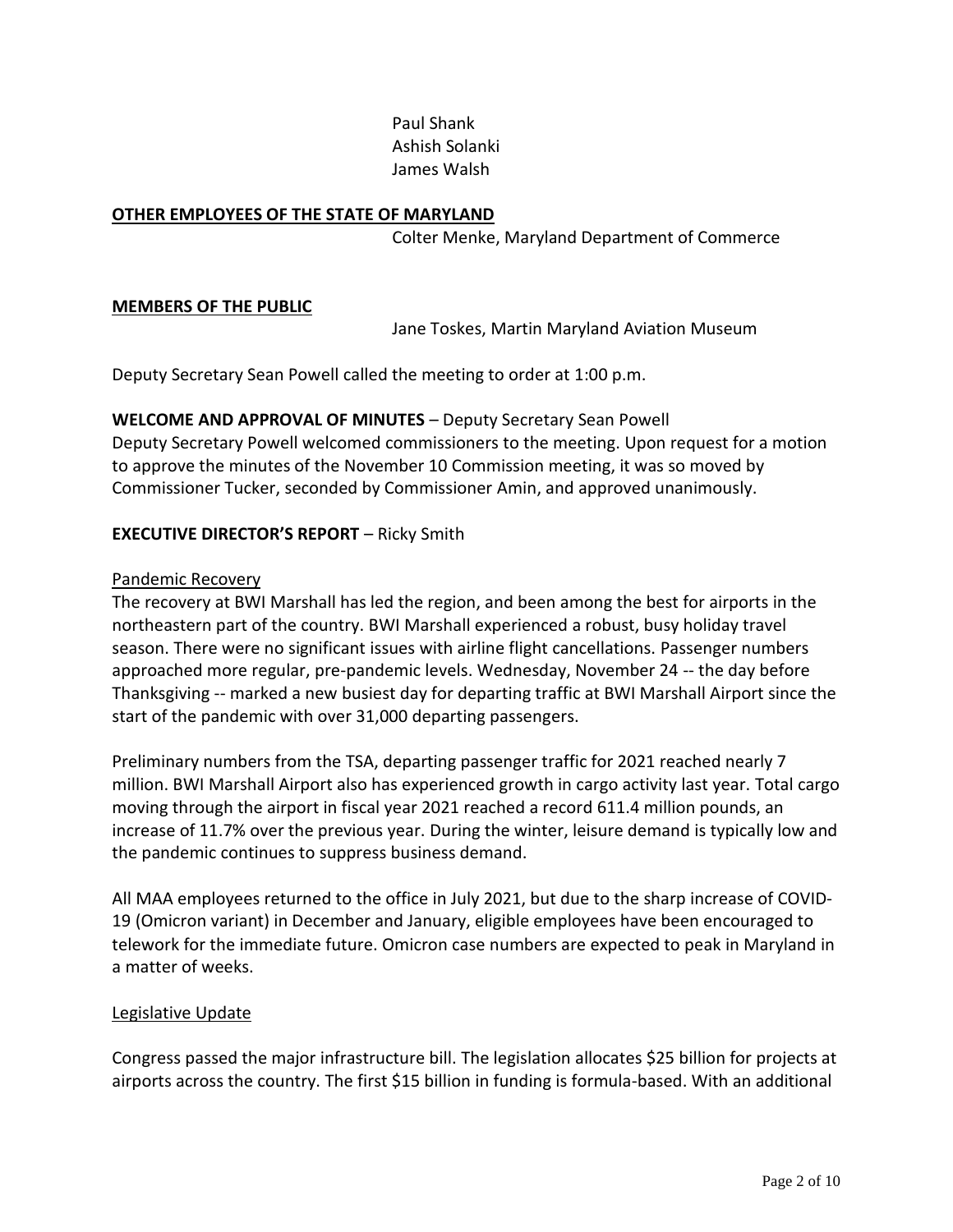Paul Shank
Ashish Solanki
James Walsh

**OTHER EMPLOYEES OF THE STATE OF MARYLAND**

Colter Menke, Maryland Department of Commerce

**MEMBERS OF THE PUBLIC**

Jane Toskes, Martin Maryland Aviation Museum

Deputy Secretary Sean Powell called the meeting to order at 1:00 p.m.

**WELCOME AND APPROVAL OF MINUTES** – Deputy Secretary Sean Powell

Deputy Secretary Powell welcomed commissioners to the meeting. Upon request for a motion to approve the minutes of the November 10 Commission meeting, it was so moved by Commissioner Tucker, seconded by Commissioner Amin, and approved unanimously.

**EXECUTIVE DIRECTOR'S REPORT** – Ricky Smith

Pandemic Recovery

The recovery at BWI Marshall has led the region, and been among the best for airports in the northeastern part of the country. BWI Marshall experienced a robust, busy holiday travel season. There were no significant issues with airline flight cancellations. Passenger numbers approached more regular, pre-pandemic levels. Wednesday, November 24 -- the day before Thanksgiving -- marked a new busiest day for departing traffic at BWI Marshall Airport since the start of the pandemic with over 31,000 departing passengers.

Preliminary numbers from the TSA, departing passenger traffic for 2021 reached nearly 7 million. BWI Marshall Airport also has experienced growth in cargo activity last year. Total cargo moving through the airport in fiscal year 2021 reached a record 611.4 million pounds, an increase of 11.7% over the previous year. During the winter, leisure demand is typically low and the pandemic continues to suppress business demand.

All MAA employees returned to the office in July 2021, but due to the sharp increase of COVID-19 (Omicron variant) in December and January, eligible employees have been encouraged to telework for the immediate future. Omicron case numbers are expected to peak in Maryland in a matter of weeks.

Legislative Update

Congress passed the major infrastructure bill. The legislation allocates $25 billion for projects at airports across the country. The first $15 billion in funding is formula-based. With an additional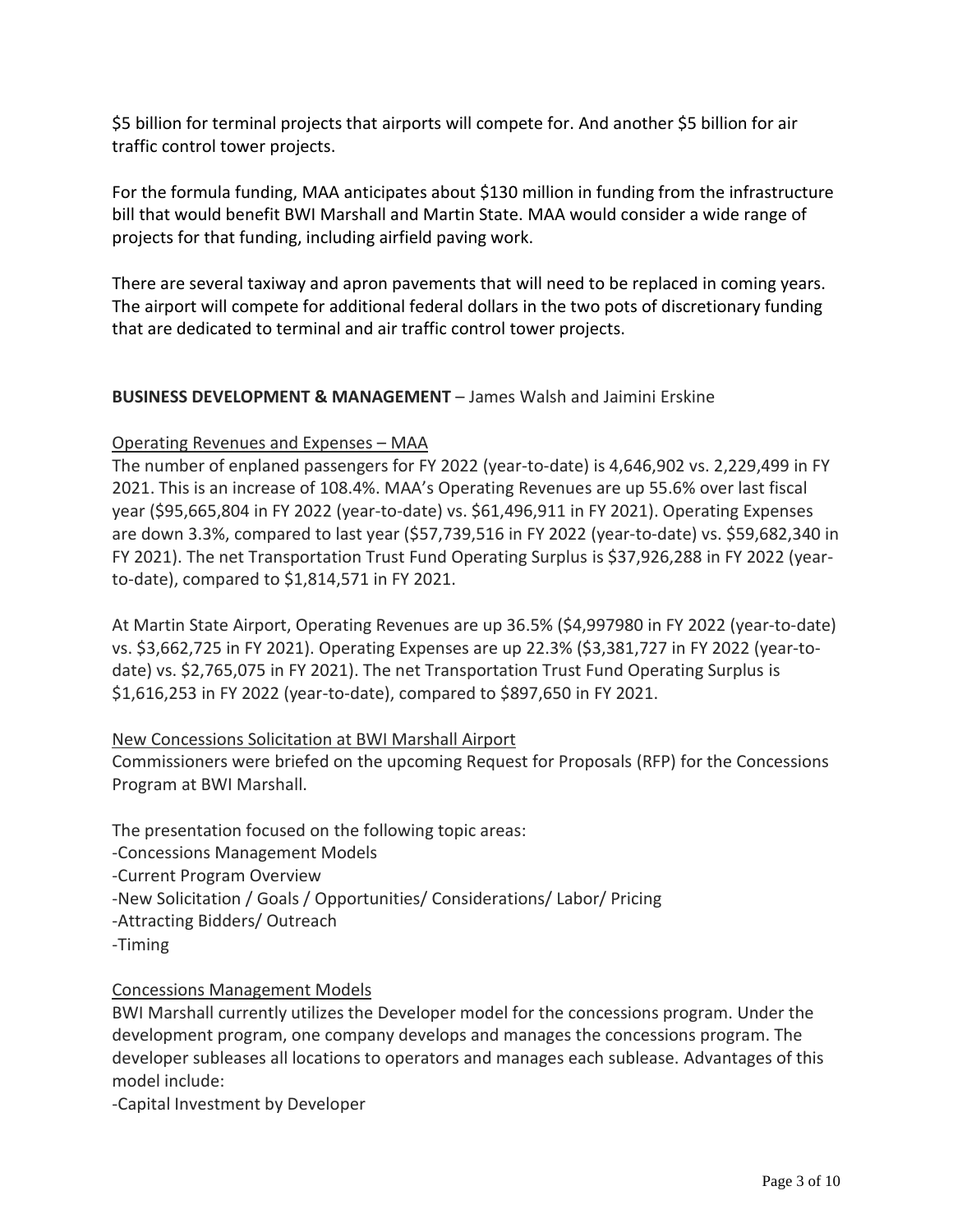$5 billion for terminal projects that airports will compete for. And another $5 billion for air traffic control tower projects.

For the formula funding, MAA anticipates about $130 million in funding from the infrastructure bill that would benefit BWI Marshall and Martin State. MAA would consider a wide range of projects for that funding, including airfield paving work.

There are several taxiway and apron pavements that will need to be replaced in coming years. The airport will compete for additional federal dollars in the two pots of discretionary funding that are dedicated to terminal and air traffic control tower projects.

**BUSINESS DEVELOPMENT & MANAGEMENT** – James Walsh and Jaimini Erskine

Operating Revenues and Expenses – MAA

The number of enplaned passengers for FY 2022 (year-to-date) is 4,646,902 vs. 2,229,499 in FY 2021. This is an increase of 108.4%. MAA's Operating Revenues are up 55.6% over last fiscal year ($95,665,804 in FY 2022 (year-to-date) vs. $61,496,911 in FY 2021). Operating Expenses are down 3.3%, compared to last year ($57,739,516 in FY 2022 (year-to-date) vs. $59,682,340 in FY 2021). The net Transportation Trust Fund Operating Surplus is $37,926,288 in FY 2022 (year-to-date), compared to $1,814,571 in FY 2021.

At Martin State Airport, Operating Revenues are up 36.5% ($4,997980 in FY 2022 (year-to-date) vs. $3,662,725 in FY 2021). Operating Expenses are up 22.3% ($3,381,727 in FY 2022 (year-to-date) vs. $2,765,075 in FY 2021). The net Transportation Trust Fund Operating Surplus is $1,616,253 in FY 2022 (year-to-date), compared to $897,650 in FY 2021.

New Concessions Solicitation at BWI Marshall Airport

Commissioners were briefed on the upcoming Request for Proposals (RFP) for the Concessions Program at BWI Marshall.

The presentation focused on the following topic areas:

-Concessions Management Models
-Current Program Overview
-New Solicitation / Goals / Opportunities/ Considerations/ Labor/ Pricing
-Attracting Bidders/ Outreach
-Timing

Concessions Management Models

BWI Marshall currently utilizes the Developer model for the concessions program. Under the development program, one company develops and manages the concessions program. The developer subleases all locations to operators and manages each sublease. Advantages of this model include:

-Capital Investment by Developer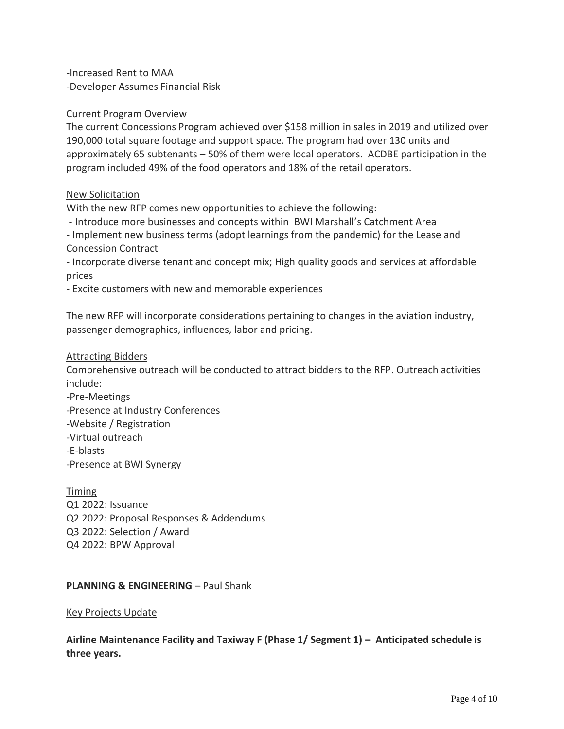-Increased Rent to MAA
-Developer Assumes Financial Risk

Current Program Overview

The current Concessions Program achieved over $158 million in sales in 2019 and utilized over 190,000 total square footage and support space. The program had over 130 units and approximately 65 subtenants – 50% of them were local operators. ACDBE participation in the program included 49% of the food operators and 18% of the retail operators.

New Solicitation

With the new RFP comes new opportunities to achieve the following:
- Introduce more businesses and concepts within BWI Marshall's Catchment Area
- Implement new business terms (adopt learnings from the pandemic) for the Lease and Concession Contract
- Incorporate diverse tenant and concept mix; High quality goods and services at affordable prices
- Excite customers with new and memorable experiences

The new RFP will incorporate considerations pertaining to changes in the aviation industry, passenger demographics, influences, labor and pricing.

Attracting Bidders

Comprehensive outreach will be conducted to attract bidders to the RFP. Outreach activities include:
-Pre-Meetings
-Presence at Industry Conferences
-Website / Registration
-Virtual outreach
-E-blasts
-Presence at BWI Synergy

Timing

Q1 2022: Issuance
Q2 2022: Proposal Responses & Addendums
Q3 2022: Selection / Award
Q4 2022: BPW Approval

**PLANNING & ENGINEERING** – Paul Shank

Key Projects Update

**Airline Maintenance Facility and Taxiway F (Phase 1/ Segment 1) – Anticipated schedule is three years.**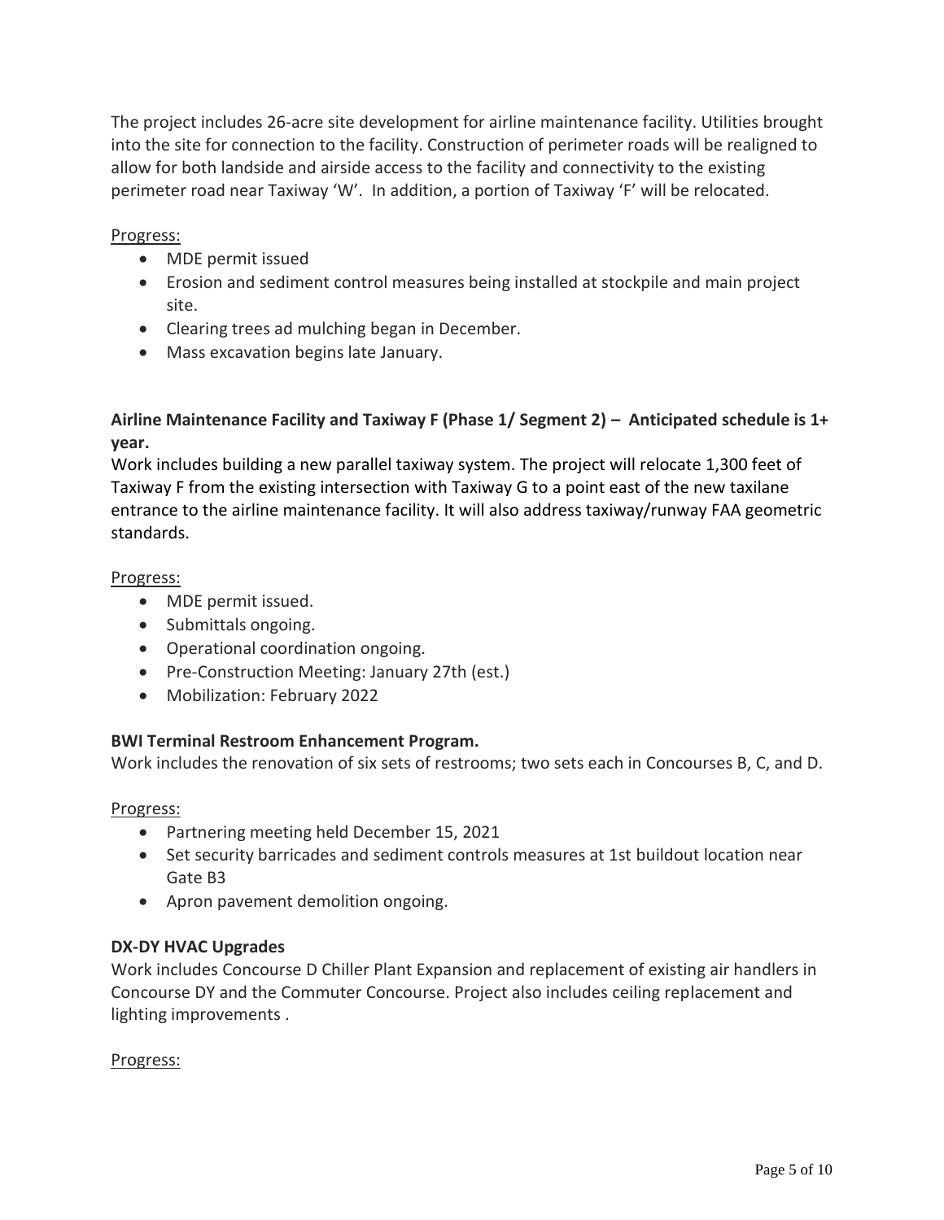The project includes 26-acre site development for airline maintenance facility. Utilities brought into the site for connection to the facility. Construction of perimeter roads will be realigned to allow for both landside and airside access to the facility and connectivity to the existing perimeter road near Taxiway 'W'. In addition, a portion of Taxiway 'F' will be relocated.

Progress:

- MDE permit issued
- Erosion and sediment control measures being installed at stockpile and main project site.
- Clearing trees ad mulching began in December.
- Mass excavation begins late January.

**Airline Maintenance Facility and Taxiway F (Phase 1/ Segment 2) – Anticipated schedule is 1+ year.**

Work includes building a new parallel taxiway system. The project will relocate 1,300 feet of Taxiway F from the existing intersection with Taxiway G to a point east of the new taxilane entrance to the airline maintenance facility. It will also address taxiway/runway FAA geometric standards.

Progress:

- MDE permit issued.
- Submittals ongoing.
- Operational coordination ongoing.
- Pre-Construction Meeting: January 27th (est.)
- Mobilization: February 2022

**BWI Terminal Restroom Enhancement Program.**

Work includes the renovation of six sets of restrooms; two sets each in Concourses B, C, and D.

Progress:

- Partnering meeting held December 15, 2021
- Set security barricades and sediment controls measures at 1st buildout location near Gate B3
- Apron pavement demolition ongoing.

**DX-DY HVAC Upgrades**

Work includes Concourse D Chiller Plant Expansion and replacement of existing air handlers in Concourse DY and the Commuter Concourse. Project also includes ceiling replacement and lighting improvements .

Progress: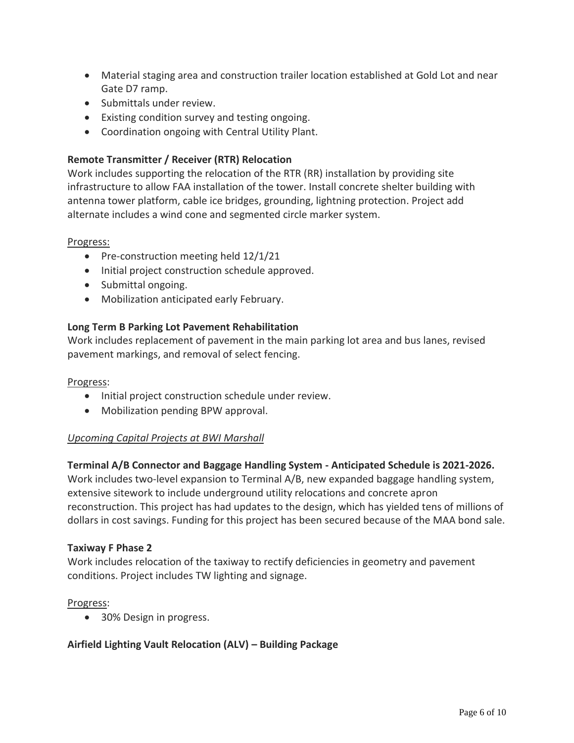- Material staging area and construction trailer location established at Gold Lot and near Gate D7 ramp.
- Submittals under review.
- Existing condition survey and testing ongoing.
- Coordination ongoing with Central Utility Plant.

**Remote Transmitter / Receiver (RTR) Relocation**

Work includes supporting the relocation of the RTR (RR) installation by providing site infrastructure to allow FAA installation of the tower. Install concrete shelter building with antenna tower platform, cable ice bridges, grounding, lightning protection. Project add alternate includes a wind cone and segmented circle marker system.

Progress:

- Pre-construction meeting held 12/1/21
- Initial project construction schedule approved.
- Submittal ongoing.
- Mobilization anticipated early February.

**Long Term B Parking Lot Pavement Rehabilitation**

Work includes replacement of pavement in the main parking lot area and bus lanes, revised pavement markings, and removal of select fencing.

Progress:

- Initial project construction schedule under review.
- Mobilization pending BPW approval.

*Upcoming Capital Projects at BWI Marshall*

**Terminal A/B Connector and Baggage Handling System - Anticipated Schedule is 2021-2026.**

Work includes two-level expansion to Terminal A/B, new expanded baggage handling system, extensive sitework to include underground utility relocations and concrete apron reconstruction. This project has had updates to the design, which has yielded tens of millions of dollars in cost savings. Funding for this project has been secured because of the MAA bond sale.

**Taxiway F Phase 2**

Work includes relocation of the taxiway to rectify deficiencies in geometry and pavement conditions. Project includes TW lighting and signage.

Progress:

- 30% Design in progress.

**Airfield Lighting Vault Relocation (ALV) – Building Package**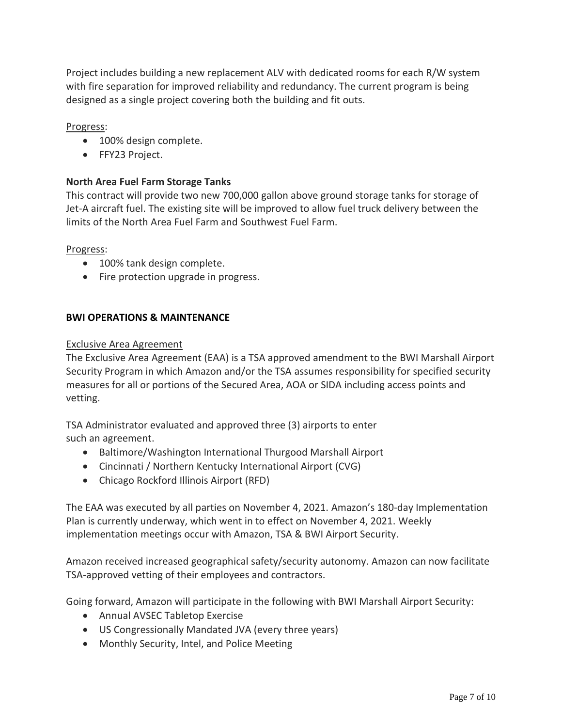Project includes building a new replacement ALV with dedicated rooms for each R/W system with fire separation for improved reliability and redundancy. The current program is being designed as a single project covering both the building and fit outs.

Progress:

- 100% design complete.
- FFY23 Project.

**North Area Fuel Farm Storage Tanks**

This contract will provide two new 700,000 gallon above ground storage tanks for storage of Jet-A aircraft fuel. The existing site will be improved to allow fuel truck delivery between the limits of the North Area Fuel Farm and Southwest Fuel Farm.

Progress:

- 100% tank design complete.
- Fire protection upgrade in progress.

**BWI OPERATIONS & MAINTENANCE**

Exclusive Area Agreement

The Exclusive Area Agreement (EAA) is a TSA approved amendment to the BWI Marshall Airport Security Program in which Amazon and/or the TSA assumes responsibility for specified security measures for all or portions of the Secured Area, AOA or SIDA including access points and vetting.

TSA Administrator evaluated and approved three (3) airports to enter such an agreement.

- Baltimore/Washington International Thurgood Marshall Airport
- Cincinnati / Northern Kentucky International Airport (CVG)
- Chicago Rockford Illinois Airport (RFD)

The EAA was executed by all parties on November 4, 2021. Amazon's 180-day Implementation Plan is currently underway, which went in to effect on November 4, 2021. Weekly implementation meetings occur with Amazon, TSA & BWI Airport Security.

Amazon received increased geographical safety/security autonomy. Amazon can now facilitate TSA-approved vetting of their employees and contractors.

Going forward, Amazon will participate in the following with BWI Marshall Airport Security:

- Annual AVSEC Tabletop Exercise
- US Congressionally Mandated JVA (every three years)
- Monthly Security, Intel, and Police Meeting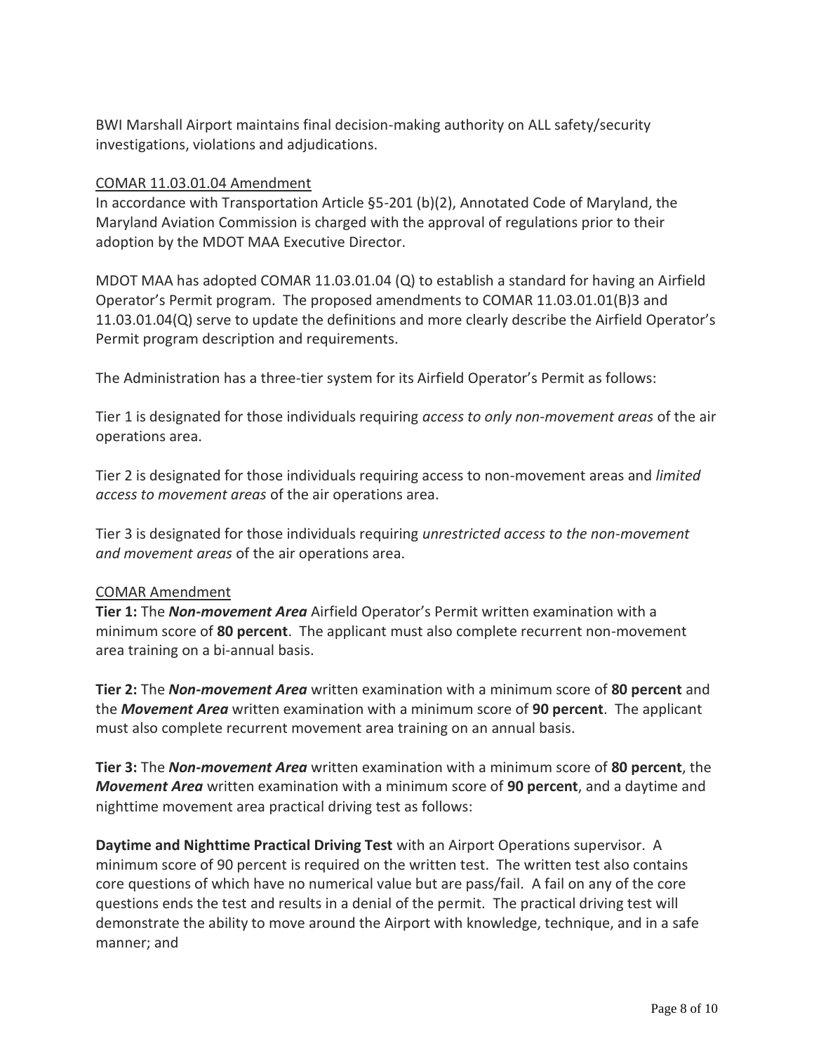BWI Marshall Airport maintains final decision-making authority on ALL safety/security investigations, violations and adjudications.

<u>COMAR 11.03.01.04 Amendment</u>

In accordance with Transportation Article §5-201 (b)(2), Annotated Code of Maryland, the Maryland Aviation Commission is charged with the approval of regulations prior to their adoption by the MDOT MAA Executive Director.

MDOT MAA has adopted COMAR 11.03.01.04 (Q) to establish a standard for having an Airfield Operator's Permit program. The proposed amendments to COMAR 11.03.01.01(B)3 and 11.03.01.04(Q) serve to update the definitions and more clearly describe the Airfield Operator's Permit program description and requirements.

The Administration has a three-tier system for its Airfield Operator's Permit as follows:

Tier 1 is designated for those individuals requiring *access to only non-movement areas* of the air operations area.

Tier 2 is designated for those individuals requiring access to non-movement areas and *limited access to movement areas* of the air operations area.

Tier 3 is designated for those individuals requiring *unrestricted access to the non-movement and movement areas* of the air operations area.

<u>COMAR Amendment</u>

**Tier 1:** The ***Non-movement Area*** Airfield Operator's Permit written examination with a minimum score of **80 percent**. The applicant must also complete recurrent non-movement area training on a bi-annual basis.

**Tier 2:** The ***Non-movement Area*** written examination with a minimum score of **80 percent** and the ***Movement Area*** written examination with a minimum score of **90 percent**. The applicant must also complete recurrent movement area training on an annual basis.

**Tier 3:** The ***Non-movement Area*** written examination with a minimum score of **80 percent**, the ***Movement Area*** written examination with a minimum score of **90 percent**, and a daytime and nighttime movement area practical driving test as follows:

**Daytime and Nighttime Practical Driving Test** with an Airport Operations supervisor. A minimum score of 90 percent is required on the written test. The written test also contains core questions of which have no numerical value but are pass/fail. A fail on any of the core questions ends the test and results in a denial of the permit. The practical driving test will demonstrate the ability to move around the Airport with knowledge, technique, and in a safe manner; and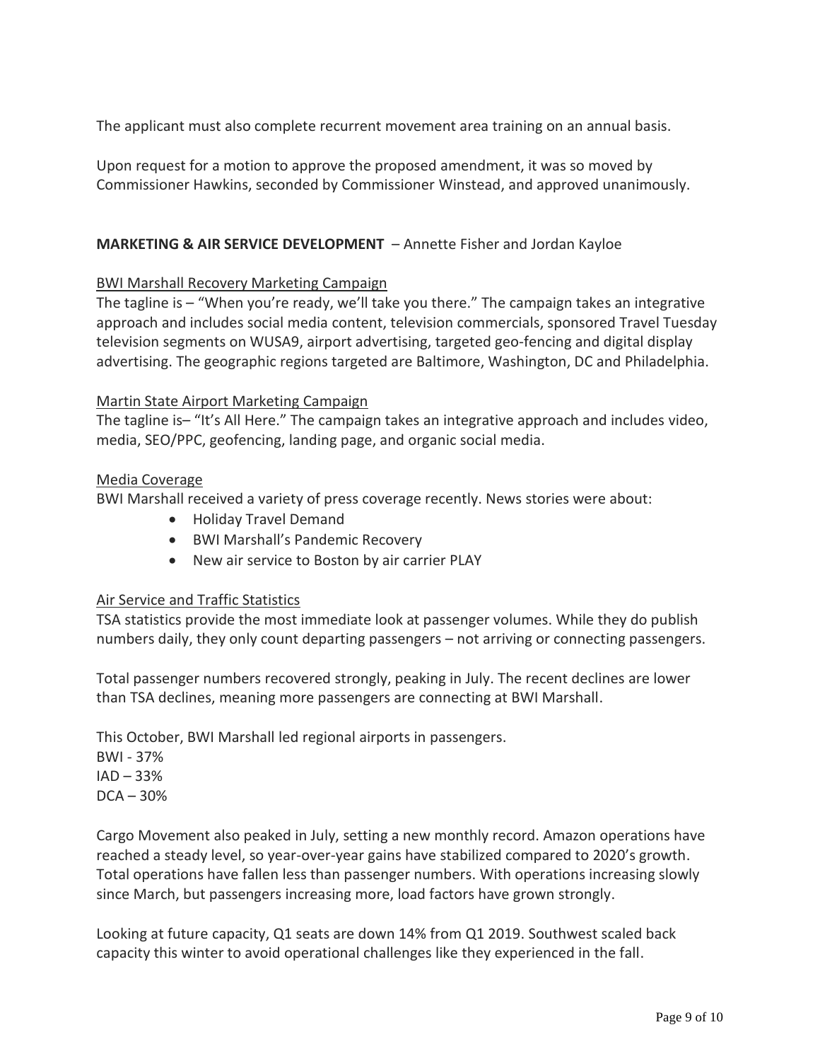The applicant must also complete recurrent movement area training on an annual basis.

Upon request for a motion to approve the proposed amendment, it was so moved by Commissioner Hawkins, seconded by Commissioner Winstead, and approved unanimously.

**MARKETING & AIR SERVICE DEVELOPMENT** – Annette Fisher and Jordan Kayloe

<u>BWI Marshall Recovery Marketing Campaign</u>

The tagline is – "When you're ready, we'll take you there." The campaign takes an integrative approach and includes social media content, television commercials, sponsored Travel Tuesday television segments on WUSA9, airport advertising, targeted geo-fencing and digital display advertising. The geographic regions targeted are Baltimore, Washington, DC and Philadelphia.

<u>Martin State Airport Marketing Campaign</u>

The tagline is– "It's All Here." The campaign takes an integrative approach and includes video, media, SEO/PPC, geofencing, landing page, and organic social media.

<u>Media Coverage</u>

BWI Marshall received a variety of press coverage recently. News stories were about:

- Holiday Travel Demand
- BWI Marshall's Pandemic Recovery
- New air service to Boston by air carrier PLAY

<u>Air Service and Traffic Statistics</u>

TSA statistics provide the most immediate look at passenger volumes. While they do publish numbers daily, they only count departing passengers – not arriving or connecting passengers.

Total passenger numbers recovered strongly, peaking in July. The recent declines are lower than TSA declines, meaning more passengers are connecting at BWI Marshall.

This October, BWI Marshall led regional airports in passengers.
BWI - 37%
IAD – 33%
DCA – 30%

Cargo Movement also peaked in July, setting a new monthly record. Amazon operations have reached a steady level, so year-over-year gains have stabilized compared to 2020's growth. Total operations have fallen less than passenger numbers. With operations increasing slowly since March, but passengers increasing more, load factors have grown strongly.

Looking at future capacity, Q1 seats are down 14% from Q1 2019. Southwest scaled back capacity this winter to avoid operational challenges like they experienced in the fall.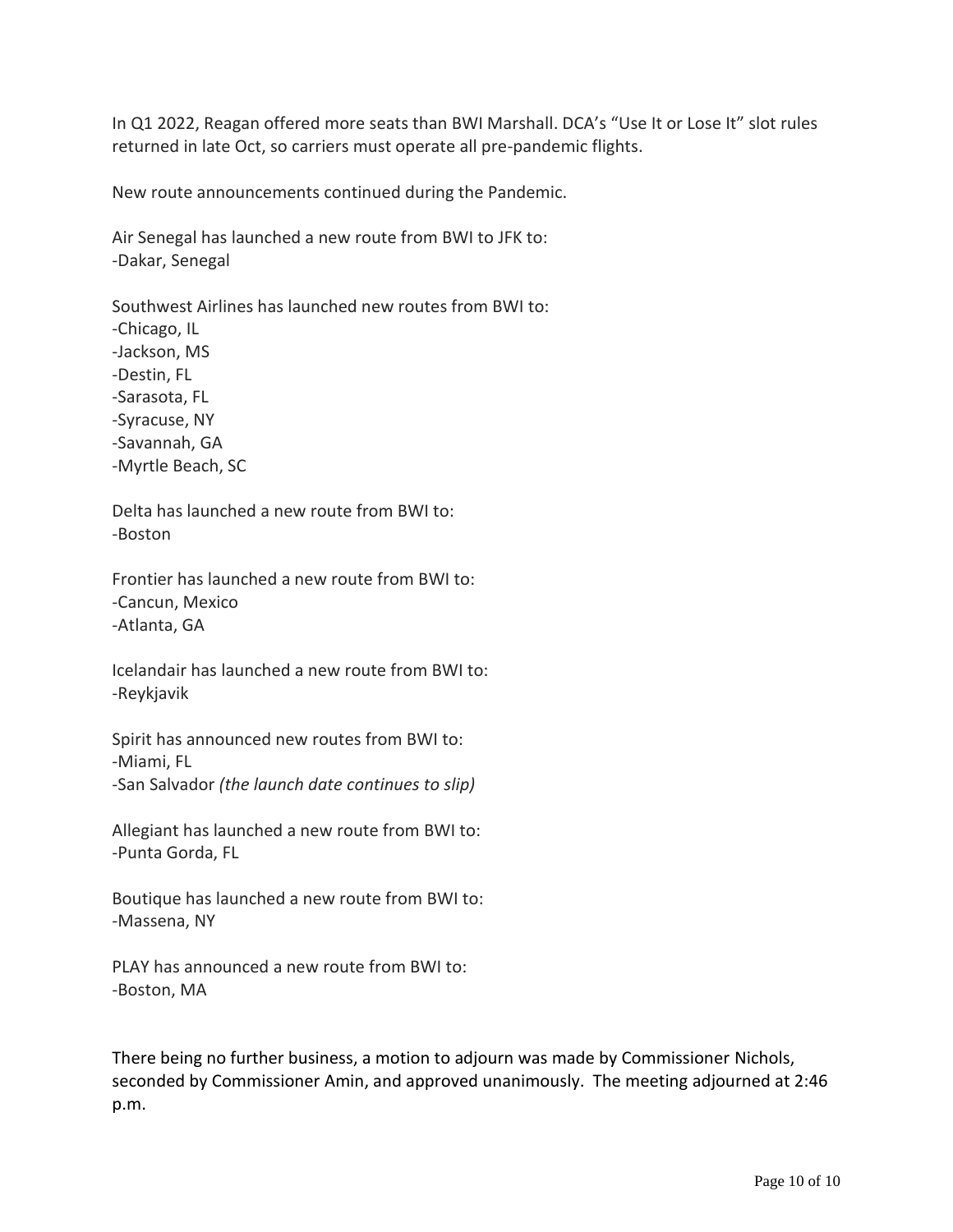In Q1 2022, Reagan offered more seats than BWI Marshall. DCA's "Use It or Lose It" slot rules returned in late Oct, so carriers must operate all pre-pandemic flights.

New route announcements continued during the Pandemic.

Air Senegal has launched a new route from BWI to JFK to:
-Dakar, Senegal

Southwest Airlines has launched new routes from BWI to:
-Chicago, IL
-Jackson, MS
-Destin, FL
-Sarasota, FL
-Syracuse, NY
-Savannah, GA
-Myrtle Beach, SC

Delta has launched a new route from BWI to:
-Boston

Frontier has launched a new route from BWI to:
-Cancun, Mexico
-Atlanta, GA

Icelandair has launched a new route from BWI to:
-Reykjavik

Spirit has announced new routes from BWI to:
-Miami, FL
-San Salvador *(the launch date continues to slip)*

Allegiant has launched a new route from BWI to:
-Punta Gorda, FL

Boutique has launched a new route from BWI to:
-Massena, NY

PLAY has announced a new route from BWI to:
-Boston, MA

There being no further business, a motion to adjourn was made by Commissioner Nichols, seconded by Commissioner Amin, and approved unanimously. The meeting adjourned at 2:46 p.m.